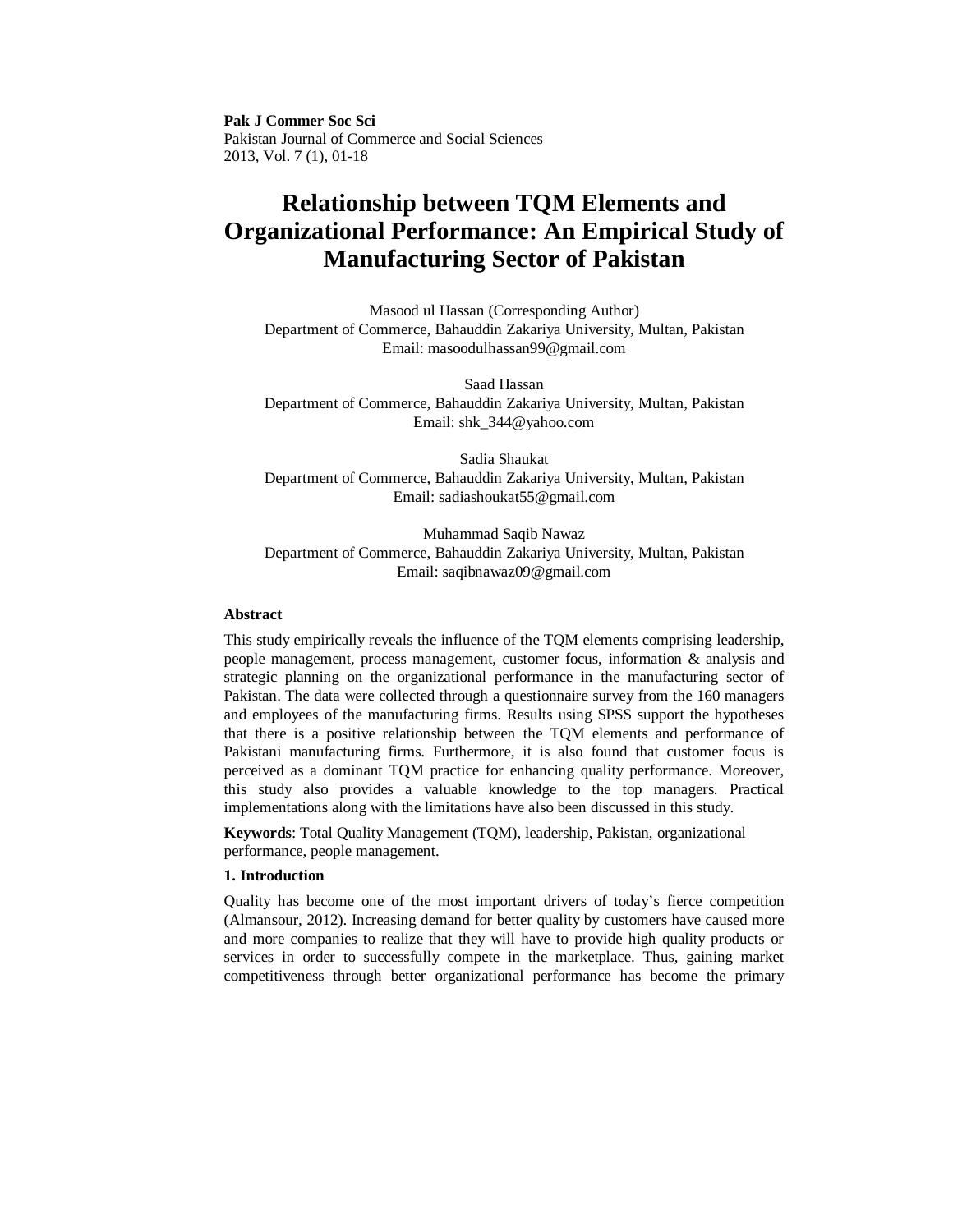**Pak J Commer Soc Sci**
Pakistan Journal of Commerce and Social Sciences
2013, Vol. 7 (1), 01-18

# Relationship between TQM Elements and Organizational Performance: An Empirical Study of Manufacturing Sector of Pakistan

Masood ul Hassan (Corresponding Author)
Department of Commerce, Bahauddin Zakariya University, Multan, Pakistan
Email: masoodulhassan99@gmail.com

Saad Hassan
Department of Commerce, Bahauddin Zakariya University, Multan, Pakistan
Email: shk_344@yahoo.com

Sadia Shaukat
Department of Commerce, Bahauddin Zakariya University, Multan, Pakistan
Email: sadiashoukat55@gmail.com

Muhammad Saqib Nawaz
Department of Commerce, Bahauddin Zakariya University, Multan, Pakistan
Email: saqibnawaz09@gmail.com

### Abstract

This study empirically reveals the influence of the TQM elements comprising leadership, people management, process management, customer focus, information & analysis and strategic planning on the organizational performance in the manufacturing sector of Pakistan. The data were collected through a questionnaire survey from the 160 managers and employees of the manufacturing firms. Results using SPSS support the hypotheses that there is a positive relationship between the TQM elements and performance of Pakistani manufacturing firms. Furthermore, it is also found that customer focus is perceived as a dominant TQM practice for enhancing quality performance. Moreover, this study also provides a valuable knowledge to the top managers. Practical implementations along with the limitations have also been discussed in this study.

**Keywords**: Total Quality Management (TQM), leadership, Pakistan, organizational performance, people management.

## 1. Introduction

Quality has become one of the most important drivers of today's fierce competition (Almansour, 2012). Increasing demand for better quality by customers have caused more and more companies to realize that they will have to provide high quality products or services in order to successfully compete in the marketplace. Thus, gaining market competitiveness through better organizational performance has become the primary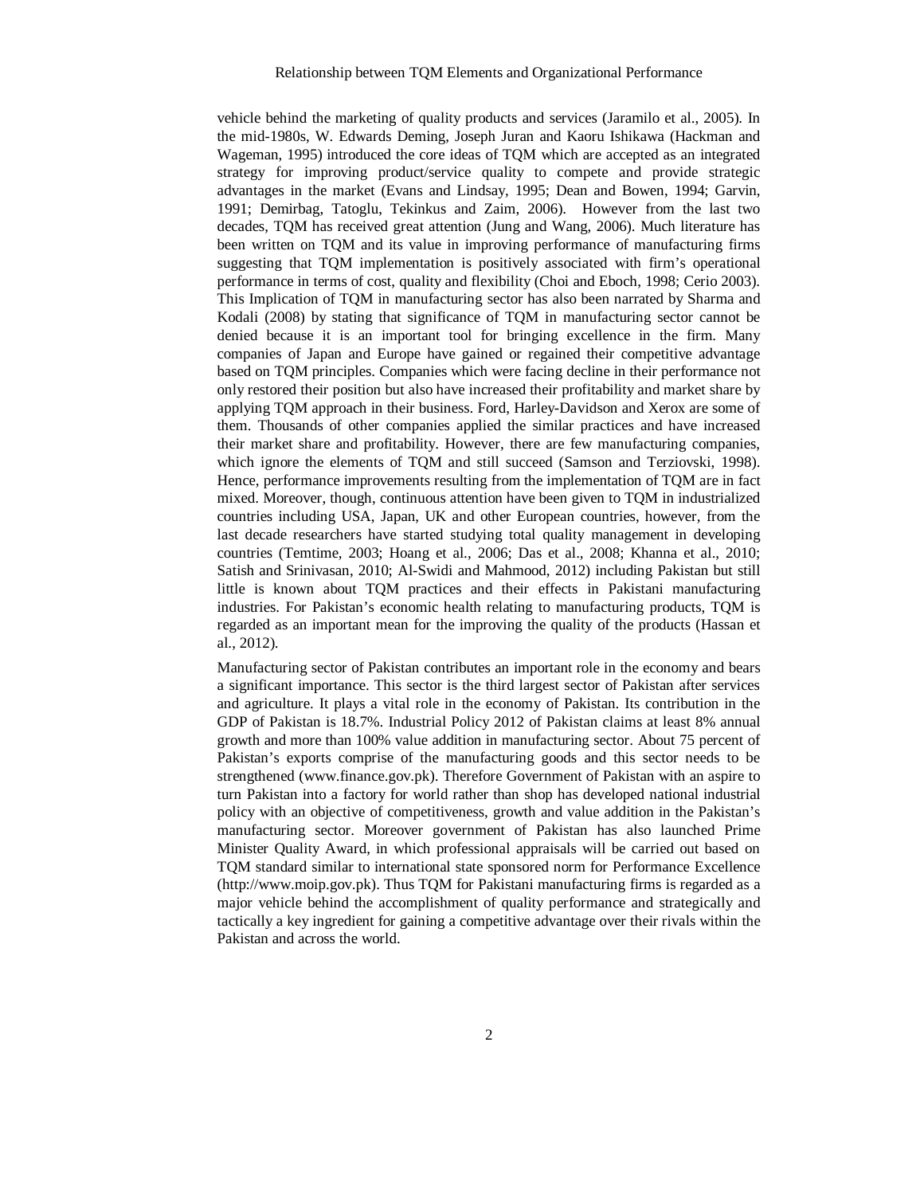vehicle behind the marketing of quality products and services (Jaramilo et al., 2005). In the mid-1980s, W. Edwards Deming, Joseph Juran and Kaoru Ishikawa (Hackman and Wageman, 1995) introduced the core ideas of TQM which are accepted as an integrated strategy for improving product/service quality to compete and provide strategic advantages in the market (Evans and Lindsay, 1995; Dean and Bowen, 1994; Garvin, 1991; Demirbag, Tatoglu, Tekinkus and Zaim, 2006). However from the last two decades, TQM has received great attention (Jung and Wang, 2006). Much literature has been written on TQM and its value in improving performance of manufacturing firms suggesting that TQM implementation is positively associated with firm's operational performance in terms of cost, quality and flexibility (Choi and Eboch, 1998; Cerio 2003). This Implication of TQM in manufacturing sector has also been narrated by Sharma and Kodali (2008) by stating that significance of TQM in manufacturing sector cannot be denied because it is an important tool for bringing excellence in the firm. Many companies of Japan and Europe have gained or regained their competitive advantage based on TQM principles. Companies which were facing decline in their performance not only restored their position but also have increased their profitability and market share by applying TQM approach in their business. Ford, Harley-Davidson and Xerox are some of them. Thousands of other companies applied the similar practices and have increased their market share and profitability. However, there are few manufacturing companies, which ignore the elements of TQM and still succeed (Samson and Terziovski, 1998). Hence, performance improvements resulting from the implementation of TQM are in fact mixed. Moreover, though, continuous attention have been given to TQM in industrialized countries including USA, Japan, UK and other European countries, however, from the last decade researchers have started studying total quality management in developing countries (Temtime, 2003; Hoang et al., 2006; Das et al., 2008; Khanna et al., 2010; Satish and Srinivasan, 2010; Al-Swidi and Mahmood, 2012) including Pakistan but still little is known about TQM practices and their effects in Pakistani manufacturing industries. For Pakistan's economic health relating to manufacturing products, TQM is regarded as an important mean for the improving the quality of the products (Hassan et al., 2012).

Manufacturing sector of Pakistan contributes an important role in the economy and bears a significant importance. This sector is the third largest sector of Pakistan after services and agriculture. It plays a vital role in the economy of Pakistan. Its contribution in the GDP of Pakistan is 18.7%. Industrial Policy 2012 of Pakistan claims at least 8% annual growth and more than 100% value addition in manufacturing sector. About 75 percent of Pakistan's exports comprise of the manufacturing goods and this sector needs to be strengthened (www.finance.gov.pk). Therefore Government of Pakistan with an aspire to turn Pakistan into a factory for world rather than shop has developed national industrial policy with an objective of competitiveness, growth and value addition in the Pakistan's manufacturing sector. Moreover government of Pakistan has also launched Prime Minister Quality Award, in which professional appraisals will be carried out based on TQM standard similar to international state sponsored norm for Performance Excellence (http://www.moip.gov.pk). Thus TQM for Pakistani manufacturing firms is regarded as a major vehicle behind the accomplishment of quality performance and strategically and tactically a key ingredient for gaining a competitive advantage over their rivals within the Pakistan and across the world.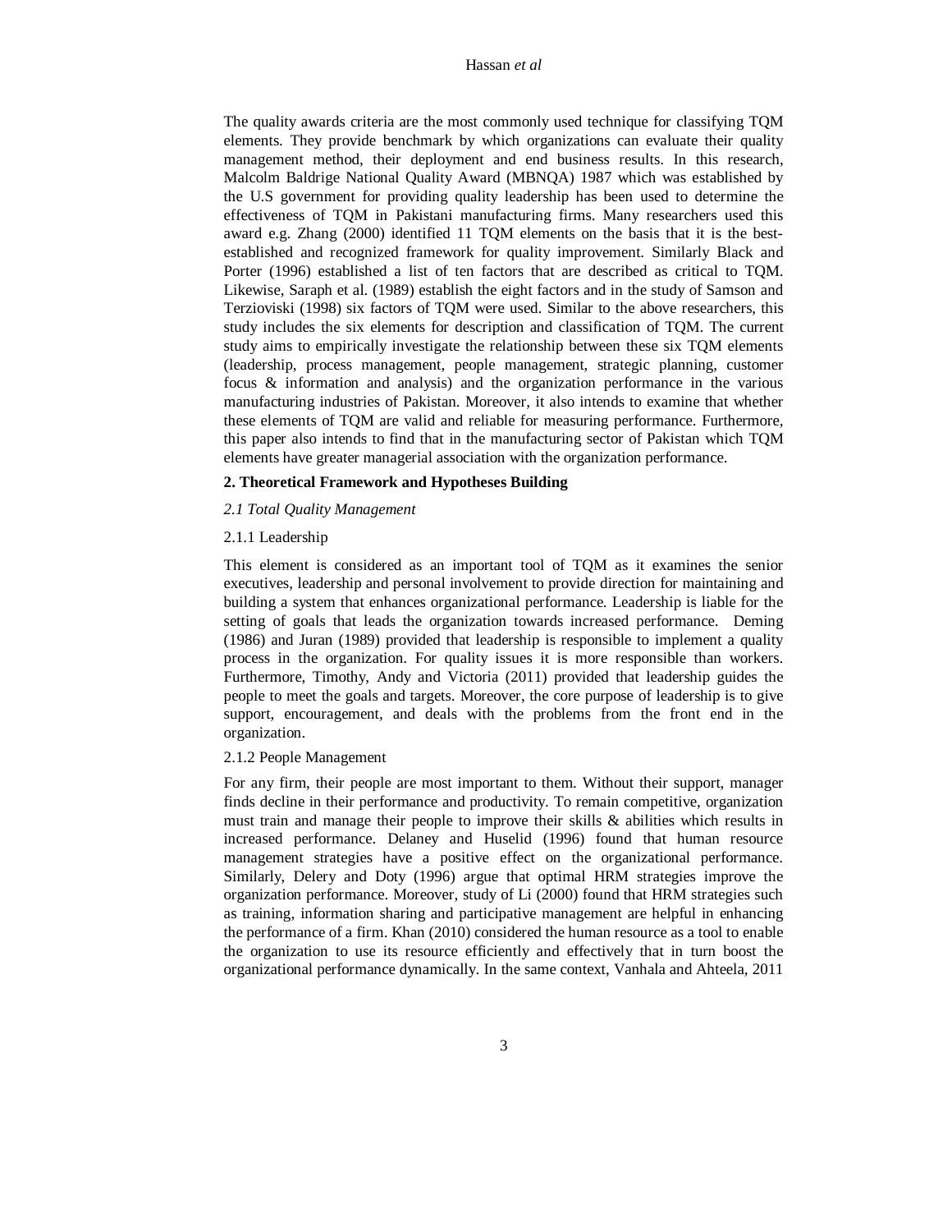The quality awards criteria are the most commonly used technique for classifying TQM elements. They provide benchmark by which organizations can evaluate their quality management method, their deployment and end business results. In this research, Malcolm Baldrige National Quality Award (MBNQA) 1987 which was established by the U.S government for providing quality leadership has been used to determine the effectiveness of TQM in Pakistani manufacturing firms. Many researchers used this award e.g. Zhang (2000) identified 11 TQM elements on the basis that it is the best-established and recognized framework for quality improvement. Similarly Black and Porter (1996) established a list of ten factors that are described as critical to TQM. Likewise, Saraph et al. (1989) establish the eight factors and in the study of Samson and Terzioviski (1998) six factors of TQM were used. Similar to the above researchers, this study includes the six elements for description and classification of TQM. The current study aims to empirically investigate the relationship between these six TQM elements (leadership, process management, people management, strategic planning, customer focus & information and analysis) and the organization performance in the various manufacturing industries of Pakistan. Moreover, it also intends to examine that whether these elements of TQM are valid and reliable for measuring performance. Furthermore, this paper also intends to find that in the manufacturing sector of Pakistan which TQM elements have greater managerial association with the organization performance.

## 2. Theoretical Framework and Hypotheses Building

### *2.1 Total Quality Management*

#### 2.1.1 Leadership

This element is considered as an important tool of TQM as it examines the senior executives, leadership and personal involvement to provide direction for maintaining and building a system that enhances organizational performance. Leadership is liable for the setting of goals that leads the organization towards increased performance. Deming (1986) and Juran (1989) provided that leadership is responsible to implement a quality process in the organization. For quality issues it is more responsible than workers. Furthermore, Timothy, Andy and Victoria (2011) provided that leadership guides the people to meet the goals and targets. Moreover, the core purpose of leadership is to give support, encouragement, and deals with the problems from the front end in the organization.

#### 2.1.2 People Management

For any firm, their people are most important to them. Without their support, manager finds decline in their performance and productivity. To remain competitive, organization must train and manage their people to improve their skills & abilities which results in increased performance. Delaney and Huselid (1996) found that human resource management strategies have a positive effect on the organizational performance. Similarly, Delery and Doty (1996) argue that optimal HRM strategies improve the organization performance. Moreover, study of Li (2000) found that HRM strategies such as training, information sharing and participative management are helpful in enhancing the performance of a firm. Khan (2010) considered the human resource as a tool to enable the organization to use its resource efficiently and effectively that in turn boost the organizational performance dynamically. In the same context, Vanhala and Ahteela, 2011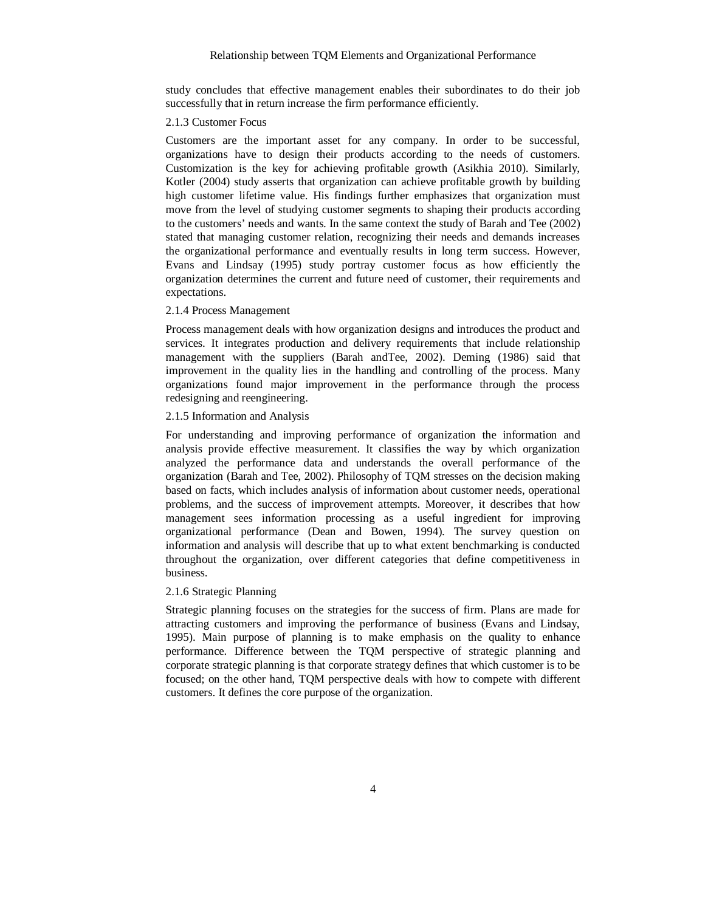study concludes that effective management enables their subordinates to do their job successfully that in return increase the firm performance efficiently.

### 2.1.3 Customer Focus

Customers are the important asset for any company. In order to be successful, organizations have to design their products according to the needs of customers. Customization is the key for achieving profitable growth (Asikhia 2010). Similarly, Kotler (2004) study asserts that organization can achieve profitable growth by building high customer lifetime value. His findings further emphasizes that organization must move from the level of studying customer segments to shaping their products according to the customers' needs and wants. In the same context the study of Barah and Tee (2002) stated that managing customer relation, recognizing their needs and demands increases the organizational performance and eventually results in long term success. However, Evans and Lindsay (1995) study portray customer focus as how efficiently the organization determines the current and future need of customer, their requirements and expectations.

### 2.1.4 Process Management

Process management deals with how organization designs and introduces the product and services. It integrates production and delivery requirements that include relationship management with the suppliers (Barah andTee, 2002). Deming (1986) said that improvement in the quality lies in the handling and controlling of the process. Many organizations found major improvement in the performance through the process redesigning and reengineering.

### 2.1.5 Information and Analysis

For understanding and improving performance of organization the information and analysis provide effective measurement. It classifies the way by which organization analyzed the performance data and understands the overall performance of the organization (Barah and Tee, 2002). Philosophy of TQM stresses on the decision making based on facts, which includes analysis of information about customer needs, operational problems, and the success of improvement attempts. Moreover, it describes that how management sees information processing as a useful ingredient for improving organizational performance (Dean and Bowen, 1994). The survey question on information and analysis will describe that up to what extent benchmarking is conducted throughout the organization, over different categories that define competitiveness in business.

### 2.1.6 Strategic Planning

Strategic planning focuses on the strategies for the success of firm. Plans are made for attracting customers and improving the performance of business (Evans and Lindsay, 1995). Main purpose of planning is to make emphasis on the quality to enhance performance. Difference between the TQM perspective of strategic planning and corporate strategic planning is that corporate strategy defines that which customer is to be focused; on the other hand, TQM perspective deals with how to compete with different customers. It defines the core purpose of the organization.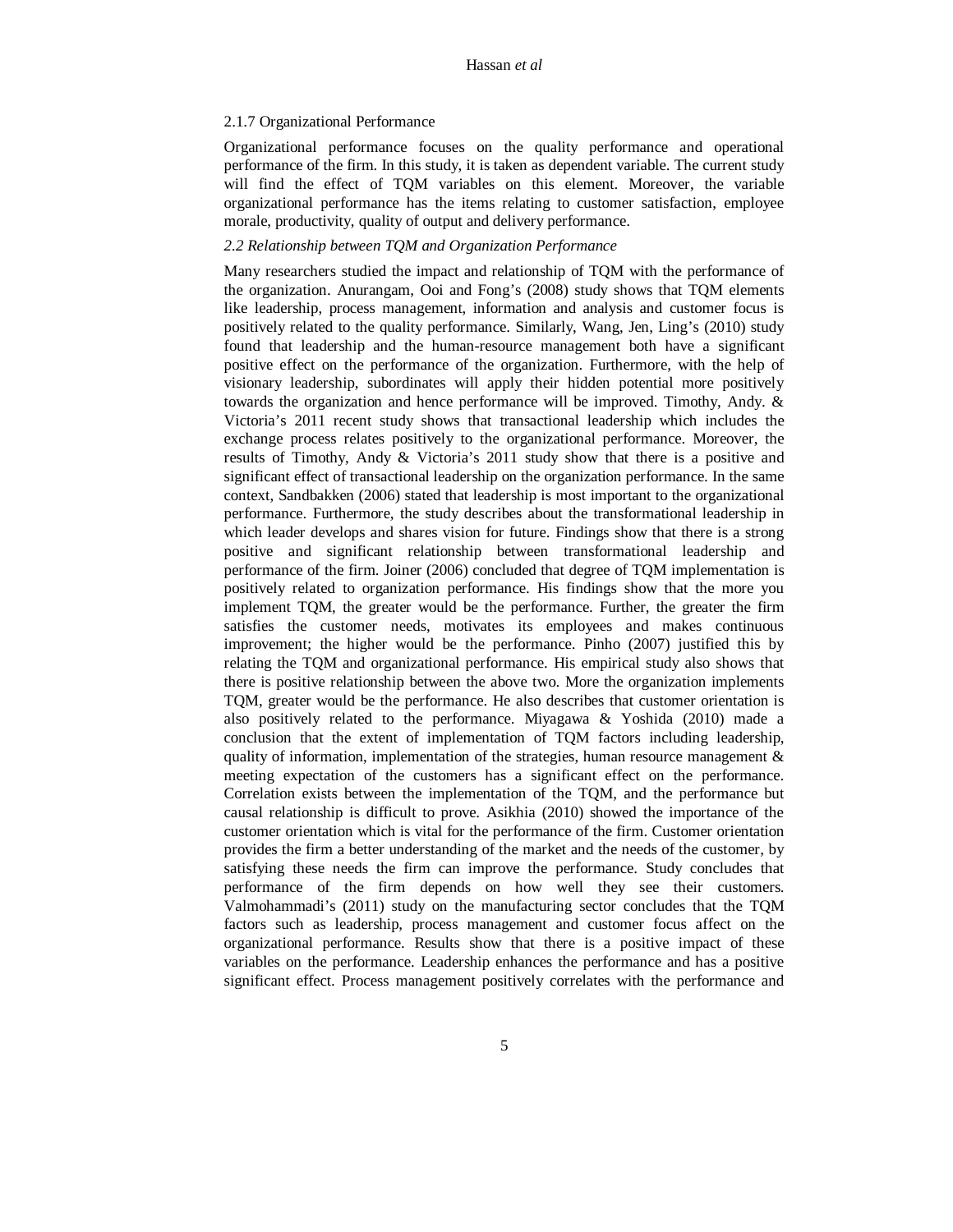### 2.1.7 Organizational Performance

Organizational performance focuses on the quality performance and operational performance of the firm. In this study, it is taken as dependent variable. The current study will find the effect of TQM variables on this element. Moreover, the variable organizational performance has the items relating to customer satisfaction, employee morale, productivity, quality of output and delivery performance.

### *2.2 Relationship between TQM and Organization Performance*

Many researchers studied the impact and relationship of TQM with the performance of the organization. Anurangam, Ooi and Fong's (2008) study shows that TQM elements like leadership, process management, information and analysis and customer focus is positively related to the quality performance. Similarly, Wang, Jen, Ling's (2010) study found that leadership and the human-resource management both have a significant positive effect on the performance of the organization. Furthermore, with the help of visionary leadership, subordinates will apply their hidden potential more positively towards the organization and hence performance will be improved. Timothy, Andy. & Victoria's 2011 recent study shows that transactional leadership which includes the exchange process relates positively to the organizational performance. Moreover, the results of Timothy, Andy & Victoria's 2011 study show that there is a positive and significant effect of transactional leadership on the organization performance. In the same context, Sandbakken (2006) stated that leadership is most important to the organizational performance. Furthermore, the study describes about the transformational leadership in which leader develops and shares vision for future. Findings show that there is a strong positive and significant relationship between transformational leadership and performance of the firm. Joiner (2006) concluded that degree of TQM implementation is positively related to organization performance. His findings show that the more you implement TQM, the greater would be the performance. Further, the greater the firm satisfies the customer needs, motivates its employees and makes continuous improvement; the higher would be the performance. Pinho (2007) justified this by relating the TQM and organizational performance. His empirical study also shows that there is positive relationship between the above two. More the organization implements TQM, greater would be the performance. He also describes that customer orientation is also positively related to the performance. Miyagawa & Yoshida (2010) made a conclusion that the extent of implementation of TQM factors including leadership, quality of information, implementation of the strategies, human resource management & meeting expectation of the customers has a significant effect on the performance. Correlation exists between the implementation of the TQM, and the performance but causal relationship is difficult to prove. Asikhia (2010) showed the importance of the customer orientation which is vital for the performance of the firm. Customer orientation provides the firm a better understanding of the market and the needs of the customer, by satisfying these needs the firm can improve the performance. Study concludes that performance of the firm depends on how well they see their customers. Valmohammadi's (2011) study on the manufacturing sector concludes that the TQM factors such as leadership, process management and customer focus affect on the organizational performance. Results show that there is a positive impact of these variables on the performance. Leadership enhances the performance and has a positive significant effect. Process management positively correlates with the performance and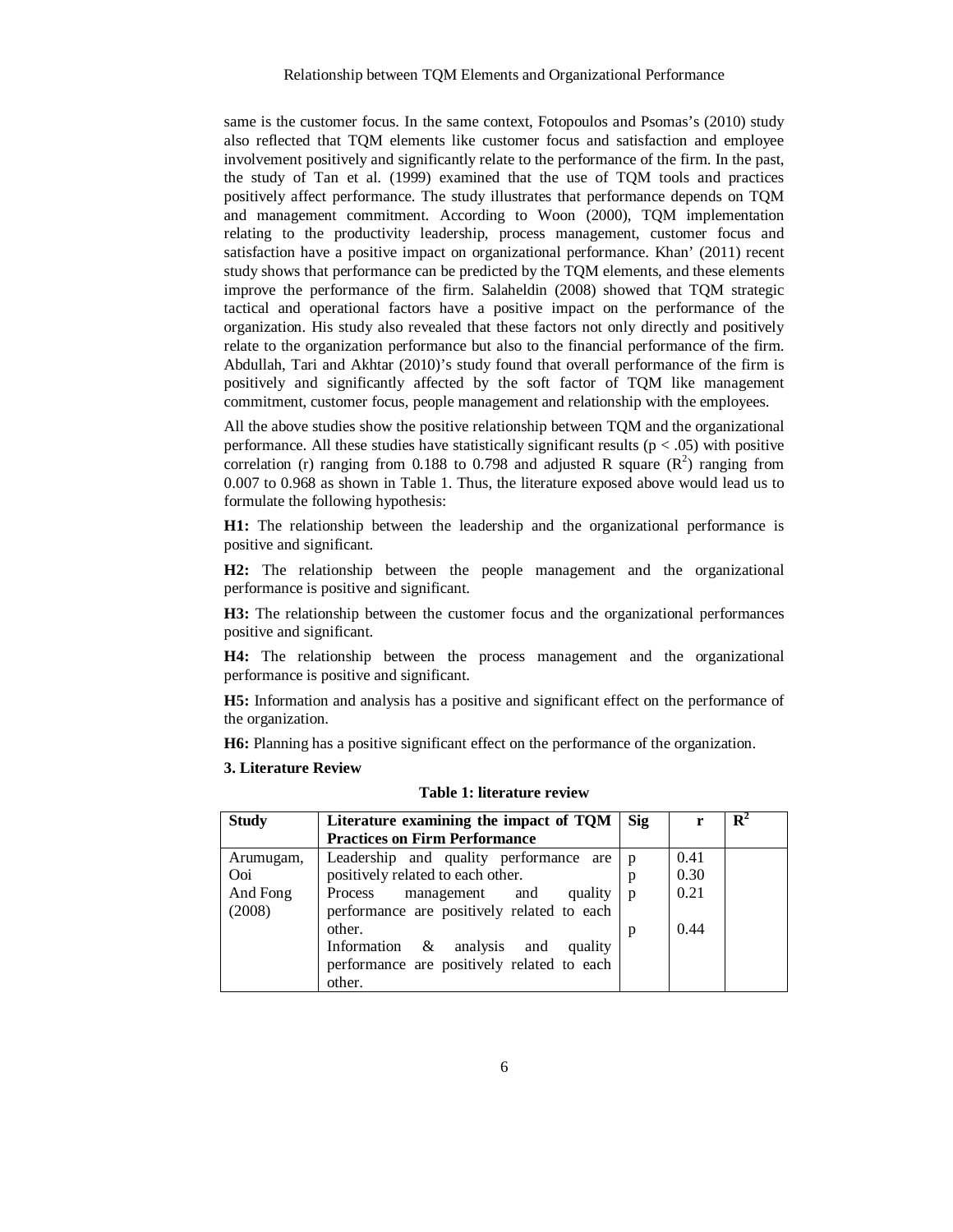same is the customer focus. In the same context, Fotopoulos and Psomas's (2010) study also reflected that TQM elements like customer focus and satisfaction and employee involvement positively and significantly relate to the performance of the firm. In the past, the study of Tan et al. (1999) examined that the use of TQM tools and practices positively affect performance. The study illustrates that performance depends on TQM and management commitment. According to Woon (2000), TQM implementation relating to the productivity leadership, process management, customer focus and satisfaction have a positive impact on organizational performance. Khan' (2011) recent study shows that performance can be predicted by the TQM elements, and these elements improve the performance of the firm. Salaheldin (2008) showed that TQM strategic tactical and operational factors have a positive impact on the performance of the organization. His study also revealed that these factors not only directly and positively relate to the organization performance but also to the financial performance of the firm. Abdullah, Tari and Akhtar (2010)'s study found that overall performance of the firm is positively and significantly affected by the soft factor of TQM like management commitment, customer focus, people management and relationship with the employees.

All the above studies show the positive relationship between TQM and the organizational performance. All these studies have statistically significant results ($p < .05$) with positive correlation (r) ranging from 0.188 to 0.798 and adjusted R square ($R^2$) ranging from 0.007 to 0.968 as shown in Table 1. Thus, the literature exposed above would lead us to formulate the following hypothesis:

**H1:** The relationship between the leadership and the organizational performance is positive and significant.

**H2:** The relationship between the people management and the organizational performance is positive and significant.

**H3:** The relationship between the customer focus and the organizational performances positive and significant.

**H4:** The relationship between the process management and the organizational performance is positive and significant.

**H5:** Information and analysis has a positive and significant effect on the performance of the organization.

**H6:** Planning has a positive significant effect on the performance of the organization.

**3. Literature Review**

**Table 1: literature review**

| Study | Literature examining the impact of TQM Practices on Firm Performance | Sig | r | $R^2$ |
|---|---|---|---|---|
| Arumugam, Ooi And Fong (2008) | Leadership and quality performance are positively related to each other. | p | 0.41 | |
| | | p | 0.30 | |
| | Process management and quality performance are positively related to each other. | p | 0.21 | |
| | Information & analysis and quality performance are positively related to each other. | p | 0.44 | |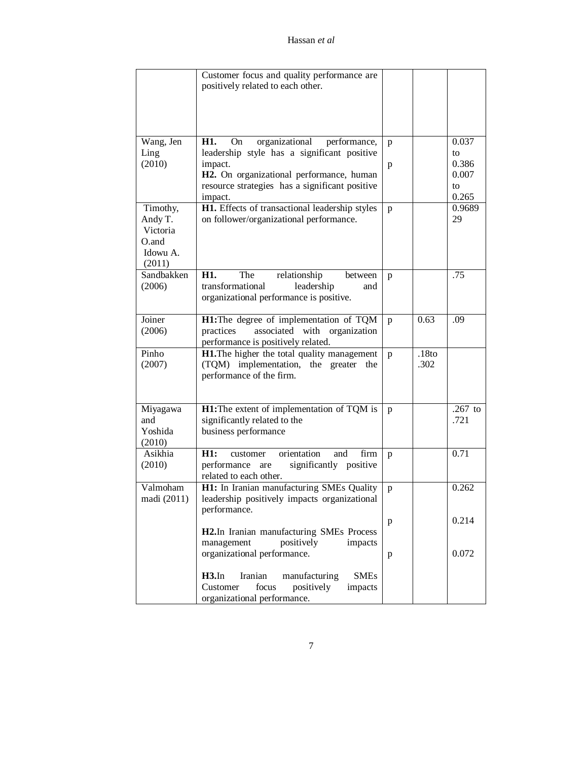| | | | | |
|---|---|---|---|---|
| | Customer focus and quality performance are positively related to each other. | | | |
| Wang, Jen Ling (2010) | **H1.** On organizational performance, leadership style has a significant positive impact.<br>**H2.** On organizational performance, human resource strategies has a significant positive impact. | p<br><br>p | | 0.037 to 0.386<br>0.007 to 0.265 |
| Timothy, Andy T. Victoria O.and Idowu A. (2011) | **H1.** Effects of transactional leadership styles on follower/organizational performance. | p | | 0.968929 |
| Sandbakken (2006) | **H1.** The relationship between transformational leadership and organizational performance is positive. | p | | .75 |
| Joiner (2006) | **H1:**The degree of implementation of TQM practices associated with organization performance is positively related. | p | 0.63 | .09 |
| Pinho (2007) | **H1.**The higher the total quality management (TQM) implementation, the greater the performance of the firm. | p | .18to .302 | |
| Miyagawa and Yoshida (2010) | **H1:**The extent of implementation of TQM is significantly related to the business performance | p | | .267 to .721 |
| Asikhia (2010) | **H1:** customer orientation and firm performance are significantly positive related to each other. | p | | 0.71 |
| Valmohammadi (2011) | **H1:** In Iranian manufacturing SMEs Quality leadership positively impacts organizational performance.<br><br>**H2.**In Iranian manufacturing SMEs Process management positively impacts organizational performance.<br><br>**H3.**In Iranian manufacturing SMEs Customer focus positively impacts organizational performance. | p<br><br>p<br><br>p | | 0.262<br><br>0.214<br><br>0.072 |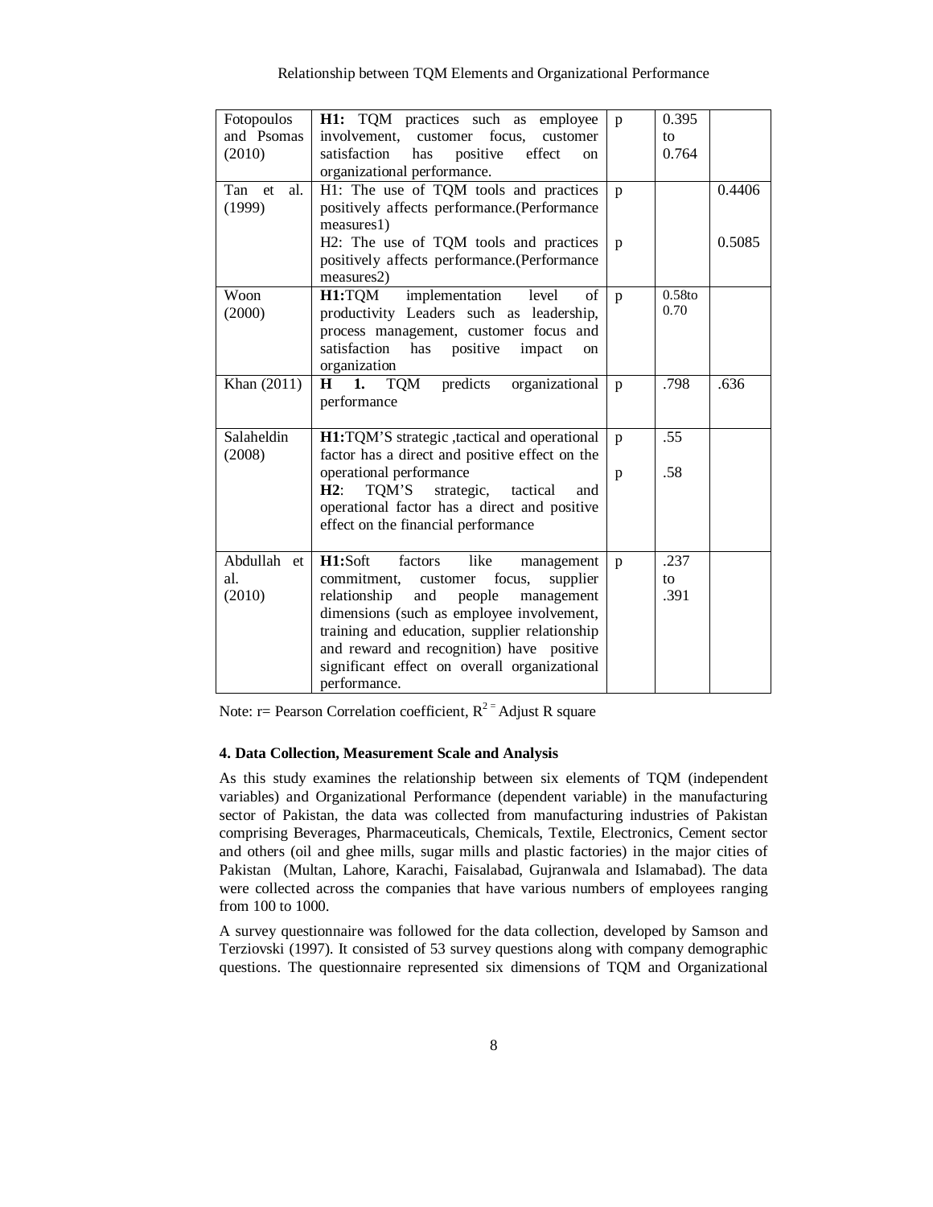| | | | | |
|---|---|---|---|---|
| Fotopoulos and Psomas (2010) | **H1:** TQM practices such as employee involvement, customer focus, customer satisfaction has positive effect on organizational performance. | p | 0.395 to 0.764 | |
| Tan et al. (1999) | H1: The use of TQM tools and practices positively affects performance.(Performance measures1)<br>H2: The use of TQM tools and practices positively affects performance.(Performance measures2) | p<br><br>p | | 0.4406<br><br>0.5085 |
| Woon (2000) | **H1:**TQM implementation level of productivity Leaders such as leadership, process management, customer focus and satisfaction has positive impact on organization | p | 0.58to 0.70 | |
| Khan (2011) | **H 1.** TQM predicts organizational performance | p | .798 | .636 |
| Salaheldin (2008) | **H1:**TQM'S strategic ,tactical and operational factor has a direct and positive effect on the operational performance<br>**H2**: TQM'S strategic, tactical and operational factor has a direct and positive effect on the financial performance | p<br><br>p | .55<br><br>.58 | |
| Abdullah et al. (2010) | **H1:**Soft factors like management commitment, customer focus, supplier relationship and people management dimensions (such as employee involvement, training and education, supplier relationship and reward and recognition) have positive significant effect on overall organizational performance. | p | .237 to .391 | |

Note: r= Pearson Correlation coefficient, $R^2$ = Adjust R square

#### 4. Data Collection, Measurement Scale and Analysis

As this study examines the relationship between six elements of TQM (independent variables) and Organizational Performance (dependent variable) in the manufacturing sector of Pakistan, the data was collected from manufacturing industries of Pakistan comprising Beverages, Pharmaceuticals, Chemicals, Textile, Electronics, Cement sector and others (oil and ghee mills, sugar mills and plastic factories) in the major cities of Pakistan (Multan, Lahore, Karachi, Faisalabad, Gujranwala and Islamabad). The data were collected across the companies that have various numbers of employees ranging from 100 to 1000.

A survey questionnaire was followed for the data collection, developed by Samson and Terziovski (1997). It consisted of 53 survey questions along with company demographic questions. The questionnaire represented six dimensions of TQM and Organizational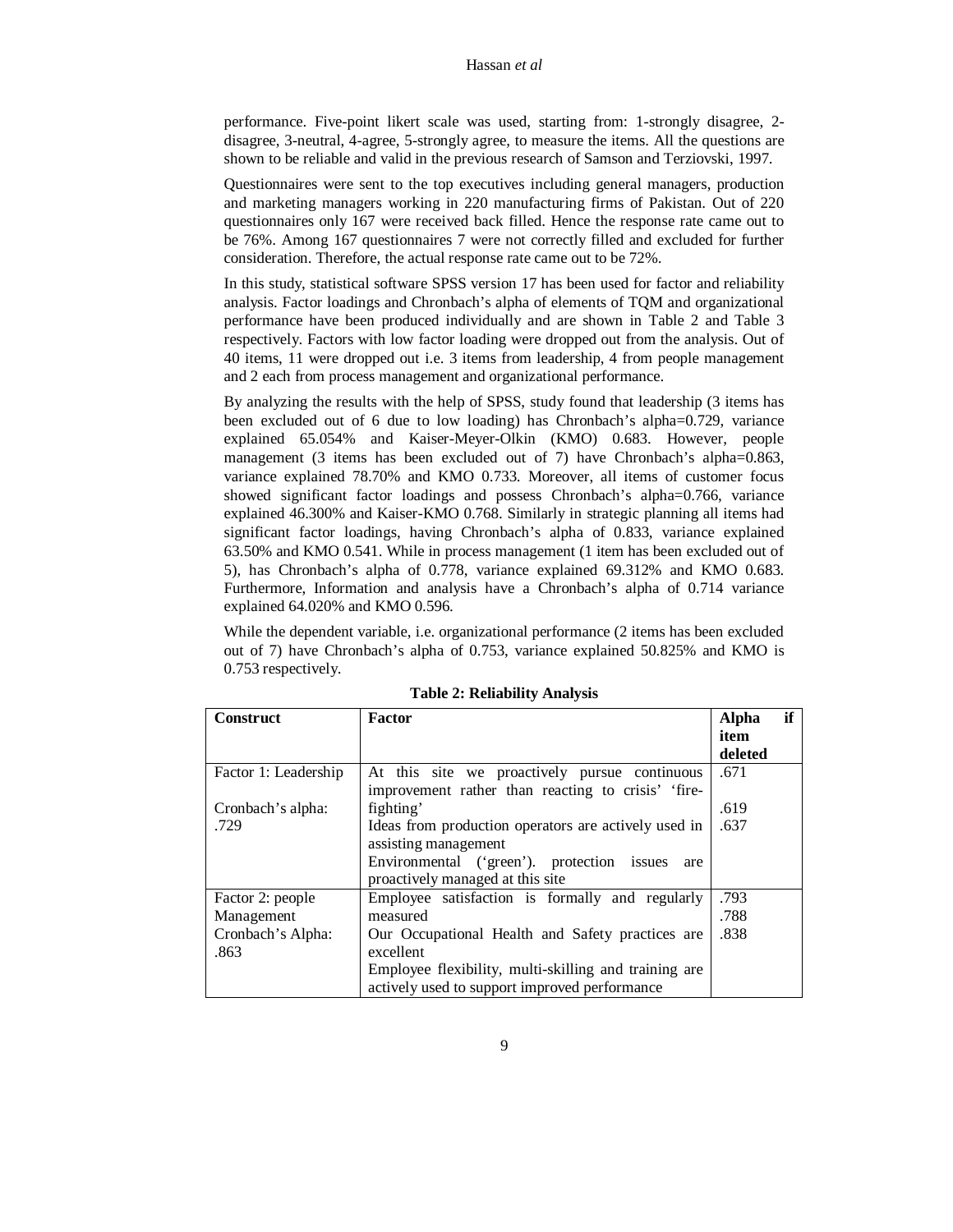performance. Five-point likert scale was used, starting from: 1-strongly disagree, 2-disagree, 3-neutral, 4-agree, 5-strongly agree, to measure the items. All the questions are shown to be reliable and valid in the previous research of Samson and Terziovski, 1997.

Questionnaires were sent to the top executives including general managers, production and marketing managers working in 220 manufacturing firms of Pakistan. Out of 220 questionnaires only 167 were received back filled. Hence the response rate came out to be 76%. Among 167 questionnaires 7 were not correctly filled and excluded for further consideration. Therefore, the actual response rate came out to be 72%.

In this study, statistical software SPSS version 17 has been used for factor and reliability analysis. Factor loadings and Chronbach's alpha of elements of TQM and organizational performance have been produced individually and are shown in Table 2 and Table 3 respectively. Factors with low factor loading were dropped out from the analysis. Out of 40 items, 11 were dropped out i.e. 3 items from leadership, 4 from people management and 2 each from process management and organizational performance.

By analyzing the results with the help of SPSS, study found that leadership (3 items has been excluded out of 6 due to low loading) has Chronbach's alpha=0.729, variance explained 65.054% and Kaiser-Meyer-Olkin (KMO) 0.683. However, people management (3 items has been excluded out of 7) have Chronbach's alpha=0.863, variance explained 78.70% and KMO 0.733. Moreover, all items of customer focus showed significant factor loadings and possess Chronbach's alpha=0.766, variance explained 46.300% and Kaiser-KMO 0.768. Similarly in strategic planning all items had significant factor loadings, having Chronbach's alpha of 0.833, variance explained 63.50% and KMO 0.541. While in process management (1 item has been excluded out of 5), has Chronbach's alpha of 0.778, variance explained 69.312% and KMO 0.683. Furthermore, Information and analysis have a Chronbach's alpha of 0.714 variance explained 64.020% and KMO 0.596.

While the dependent variable, i.e. organizational performance (2 items has been excluded out of 7) have Chronbach's alpha of 0.753, variance explained 50.825% and KMO is 0.753 respectively.

**Table 2: Reliability Analysis**

| Construct | Factor | Alpha if item deleted |
|---|---|---|
| Factor 1: Leadership<br>Cronbach's alpha: .729 | At this site we proactively pursue continuous improvement rather than reacting to crisis' 'fire-fighting' | .671 |
| | Ideas from production operators are actively used in assisting management | .619 |
| | Environmental ('green'). protection issues are proactively managed at this site | .637 |
| Factor 2: people Management<br>Cronbach's Alpha: .863 | Employee satisfaction is formally and regularly measured | .793 |
| | Our Occupational Health and Safety practices are excellent | .788 |
| | Employee flexibility, multi-skilling and training are actively used to support improved performance | .838 |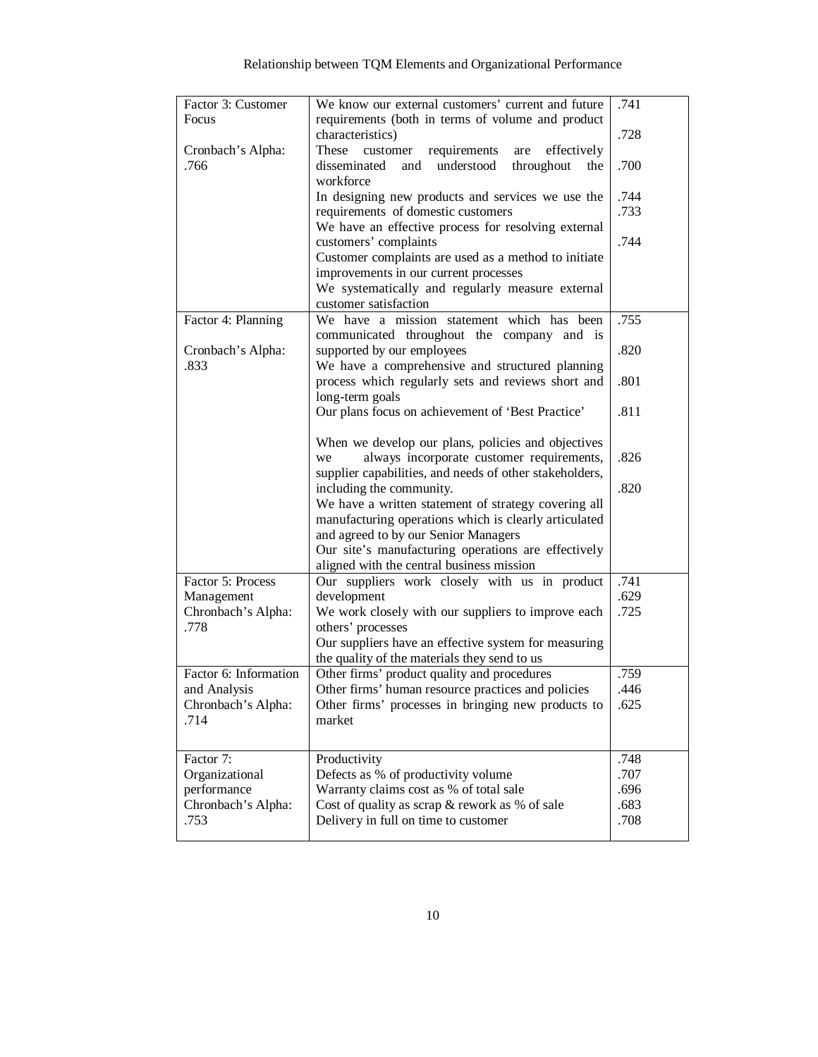| | | |
|---|---|---|
| Factor 3: Customer Focus<br><br>Cronbach's Alpha: .766 | We know our external customers' current and future requirements (both in terms of volume and product characteristics)<br>These customer requirements are effectively disseminated and understood throughout the workforce<br>In designing new products and services we use the requirements of domestic customers<br>We have an effective process for resolving external customers' complaints<br>Customer complaints are used as a method to initiate improvements in our current processes<br>We systematically and regularly measure external customer satisfaction | .741<br><br>.728<br><br>.700<br><br>.744<br>.733<br><br>.744 |
| Factor 4: Planning<br><br>Cronbach's Alpha: .833 | We have a mission statement which has been communicated throughout the company and is supported by our employees<br>We have a comprehensive and structured planning process which regularly sets and reviews short and long-term goals<br>Our plans focus on achievement of 'Best Practice'<br><br>When we develop our plans, policies and objectives we always incorporate customer requirements, supplier capabilities, and needs of other stakeholders, including the community.<br>We have a written statement of strategy covering all manufacturing operations which is clearly articulated and agreed to by our Senior Managers<br>Our site's manufacturing operations are effectively aligned with the central business mission | .755<br><br>.820<br><br>.801<br><br>.811<br><br>.826<br><br>.820 |
| Factor 5: Process Management<br>Chronbach's Alpha: .778 | Our suppliers work closely with us in product development<br>We work closely with our suppliers to improve each others' processes<br>Our suppliers have an effective system for measuring the quality of the materials they send to us | .741<br>.629<br>.725 |
| Factor 6: Information and Analysis<br>Chronbach's Alpha: .714 | Other firms' product quality and procedures<br>Other firms' human resource practices and policies<br>Other firms' processes in bringing new products to market | .759<br>.446<br>.625 |
| Factor 7: Organizational performance<br>Chronbach's Alpha: .753 | Productivity<br>Defects as % of productivity volume<br>Warranty claims cost as % of total sale<br>Cost of quality as scrap & rework as % of sale<br>Delivery in full on time to customer | .748<br>.707<br>.696<br>.683<br>.708 |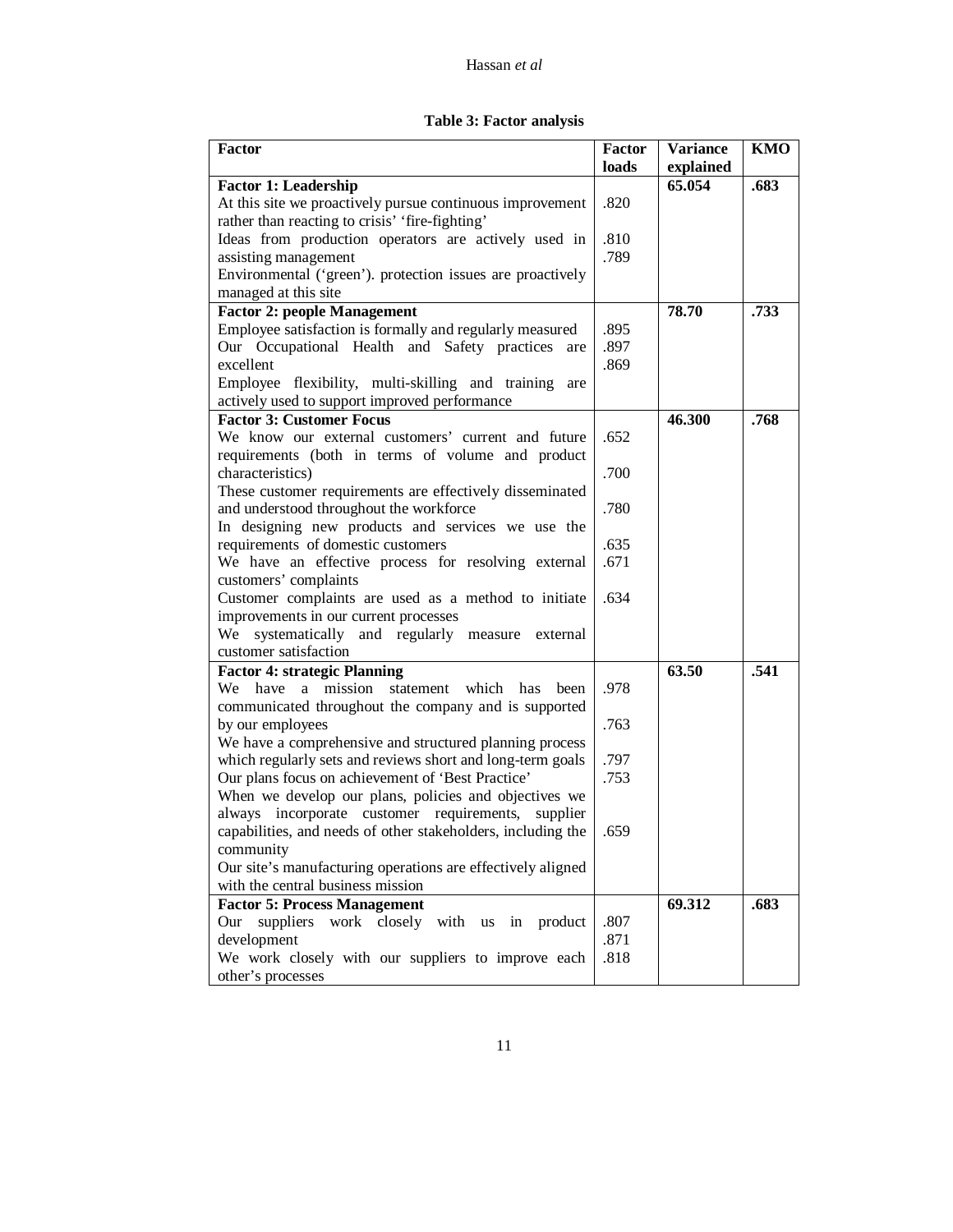**Table 3: Factor analysis**

| Factor | Factor loads | Variance explained | KMO |
|---|---|---|---|
| **Factor 1: Leadership** | | **65.054** | **.683** |
| At this site we proactively pursue continuous improvement rather than reacting to crisis' 'fire-fighting' | .820 | | |
| Ideas from production operators are actively used in assisting management | .810 | | |
| Environmental ('green'). protection issues are proactively managed at this site | .789 | | |
| **Factor 2: people Management** | | **78.70** | **.733** |
| Employee satisfaction is formally and regularly measured | .895 | | |
| Our Occupational Health and Safety practices are excellent | .897 | | |
| Employee flexibility, multi-skilling and training are actively used to support improved performance | .869 | | |
| **Factor 3: Customer Focus** | | **46.300** | **.768** |
| We know our external customers' current and future requirements (both in terms of volume and product characteristics) | .652 | | |
| These customer requirements are effectively disseminated and understood throughout the workforce | .700 | | |
| In designing new products and services we use the requirements of domestic customers | .780 | | |
| We have an effective process for resolving external customers' complaints | .635 | | |
| Customer complaints are used as a method to initiate improvements in our current processes | .671 | | |
| We systematically and regularly measure external customer satisfaction | .634 | | |
| **Factor 4: strategic Planning** | | **63.50** | **.541** |
| We have a mission statement which has been communicated throughout the company and is supported by our employees | .978 | | |
| We have a comprehensive and structured planning process which regularly sets and reviews short and long-term goals | .763 | | |
| Our plans focus on achievement of 'Best Practice' | .797 | | |
| When we develop our plans, policies and objectives we always incorporate customer requirements, supplier capabilities, and needs of other stakeholders, including the community | .753 | | |
| Our site's manufacturing operations are effectively aligned with the central business mission | .659 | | |
| **Factor 5: Process Management** | | **69.312** | **.683** |
| Our suppliers work closely with us in product development | .807 | | |
| We work closely with our suppliers to improve each other's processes | .871 | | |
| | .818 | | |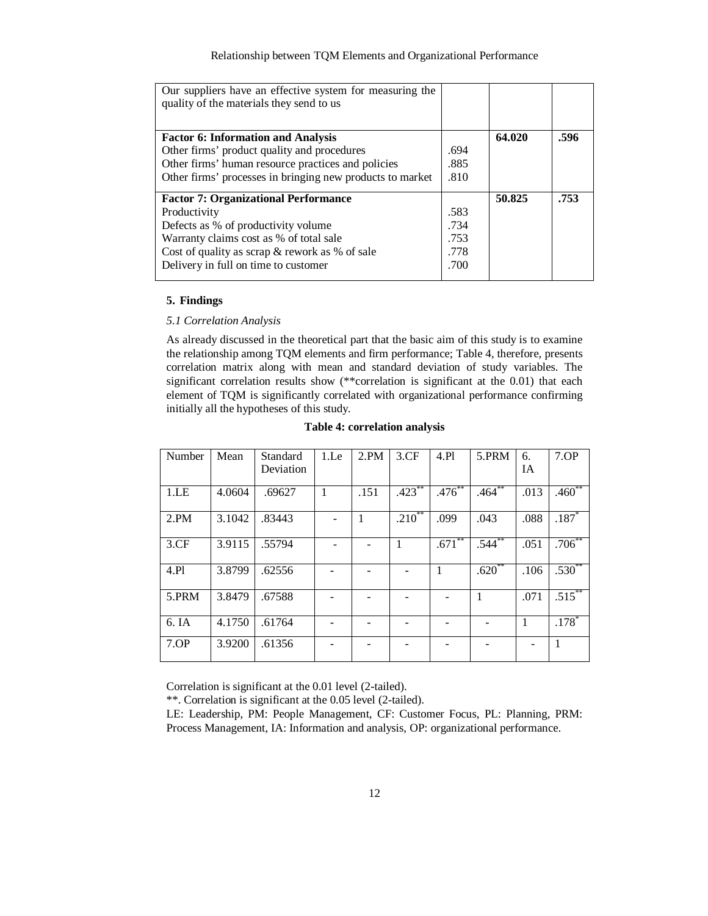| | | | |
|---|---|---|---|
| Our suppliers have an effective system for measuring the quality of the materials they send to us | | | |
| **Factor 6: Information and Analysis** | | **64.020** | **.596** |
| Other firms' product quality and procedures | .694 | | |
| Other firms' human resource practices and policies | .885 | | |
| Other firms' processes in bringing new products to market | .810 | | |
| **Factor 7: Organizational Performance** | | **50.825** | **.753** |
| Productivity | .583 | | |
| Defects as % of productivity volume | .734 | | |
| Warranty claims cost as % of total sale | .753 | | |
| Cost of quality as scrap & rework as % of sale | .778 | | |
| Delivery in full on time to customer | .700 | | |

## 5. Findings

*5.1 Correlation Analysis*

As already discussed in the theoretical part that the basic aim of this study is to examine the relationship among TQM elements and firm performance; Table 4, therefore, presents correlation matrix along with mean and standard deviation of study variables. The significant correlation results show (**correlation is significant at the 0.01) that each element of TQM is significantly correlated with organizational performance confirming initially all the hypotheses of this study.

**Table 4: correlation analysis**

| Number | Mean | Standard Deviation | 1.Le | 2.PM | 3.CF | 4.Pl | 5.PRM | 6. IA | 7.OP |
|---|---|---|---|---|---|---|---|---|---|
| 1.LE | 4.0604 | .69627 | 1 | .151 | .423** | .476** | .464** | .013 | .460** |
| 2.PM | 3.1042 | .83443 | - | 1 | .210** | .099 | .043 | .088 | .187* |
| 3.CF | 3.9115 | .55794 | - | - | 1 | .671** | .544** | .051 | .706** |
| 4.Pl | 3.8799 | .62556 | - | - | - | 1 | .620** | .106 | .530** |
| 5.PRM | 3.8479 | .67588 | - | - | - | - | 1 | .071 | .515** |
| 6. IA | 4.1750 | .61764 | - | - | - | - | - | 1 | .178* |
| 7.OP | 3.9200 | .61356 | - | - | - | - | - | - | 1 |

Correlation is significant at the 0.01 level (2-tailed).

**. Correlation is significant at the 0.05 level (2-tailed).

LE: Leadership, PM: People Management, CF: Customer Focus, PL: Planning, PRM: Process Management, IA: Information and analysis, OP: organizational performance.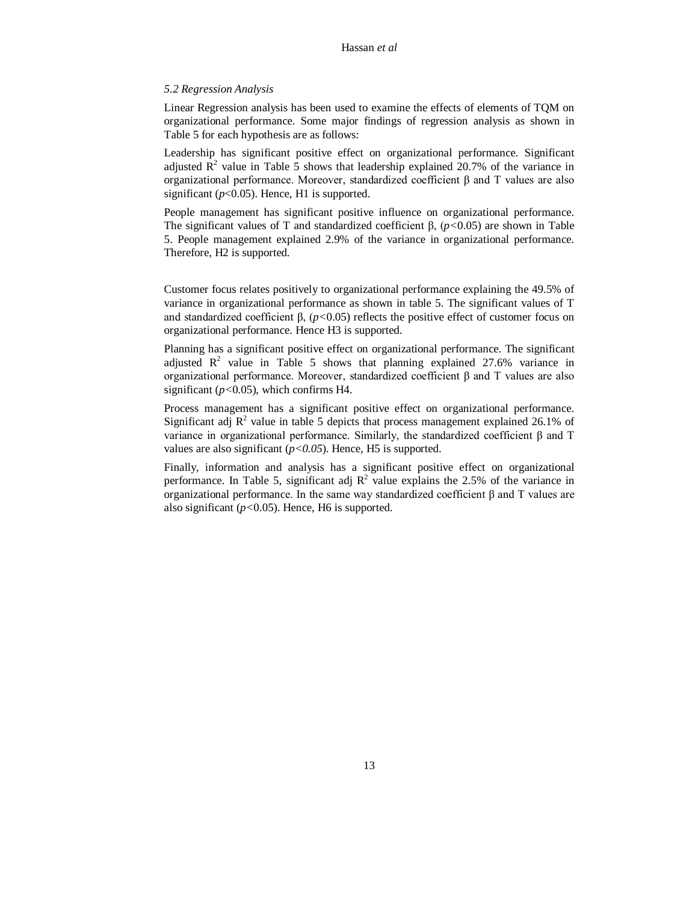*5.2 Regression Analysis*

Linear Regression analysis has been used to examine the effects of elements of TQM on organizational performance. Some major findings of regression analysis as shown in Table 5 for each hypothesis are as follows:

Leadership has significant positive effect on organizational performance. Significant adjusted $R^2$ value in Table 5 shows that leadership explained 20.7% of the variance in organizational performance. Moreover, standardized coefficient β and T values are also significant ($p<0.05$). Hence, H1 is supported.

People management has significant positive influence on organizational performance. The significant values of T and standardized coefficient β, ($p<0.05$) are shown in Table 5. People management explained 2.9% of the variance in organizational performance. Therefore, H2 is supported.

Customer focus relates positively to organizational performance explaining the 49.5% of variance in organizational performance as shown in table 5. The significant values of T and standardized coefficient β, ($p<0.05$) reflects the positive effect of customer focus on organizational performance. Hence H3 is supported.

Planning has a significant positive effect on organizational performance. The significant adjusted $R^2$ value in Table 5 shows that planning explained 27.6% variance in organizational performance. Moreover, standardized coefficient β and T values are also significant ($p<0.05$), which confirms H4.

Process management has a significant positive effect on organizational performance. Significant adj $R^2$ value in table 5 depicts that process management explained 26.1% of variance in organizational performance. Similarly, the standardized coefficient β and T values are also significant ($p<0.05$). Hence, H5 is supported.

Finally, information and analysis has a significant positive effect on organizational performance. In Table 5, significant adj $R^2$ value explains the 2.5% of the variance in organizational performance. In the same way standardized coefficient β and T values are also significant ($p<0.05$). Hence, H6 is supported.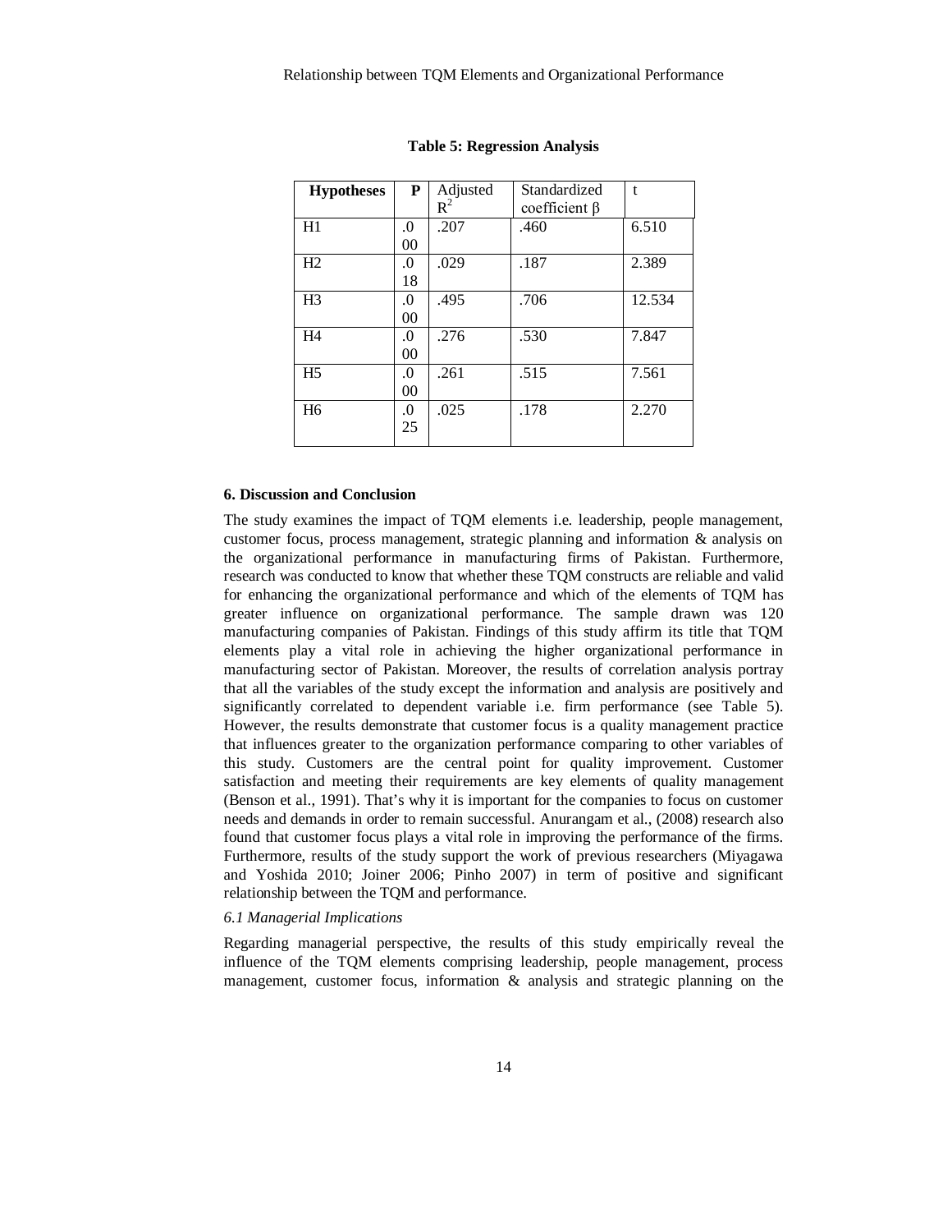**Table 5: Regression Analysis**

| Hypotheses | P | Adjusted $R^2$ | Standardized coefficient β | t |
|---|---|---|---|---|
| H1 | .000 | .207 | .460 | 6.510 |
| H2 | .018 | .029 | .187 | 2.389 |
| H3 | .000 | .495 | .706 | 12.534 |
| H4 | .000 | .276 | .530 | 7.847 |
| H5 | .000 | .261 | .515 | 7.561 |
| H6 | .025 | .025 | .178 | 2.270 |

### 6. Discussion and Conclusion

The study examines the impact of TQM elements i.e. leadership, people management, customer focus, process management, strategic planning and information & analysis on the organizational performance in manufacturing firms of Pakistan. Furthermore, research was conducted to know that whether these TQM constructs are reliable and valid for enhancing the organizational performance and which of the elements of TQM has greater influence on organizational performance. The sample drawn was 120 manufacturing companies of Pakistan. Findings of this study affirm its title that TQM elements play a vital role in achieving the higher organizational performance in manufacturing sector of Pakistan. Moreover, the results of correlation analysis portray that all the variables of the study except the information and analysis are positively and significantly correlated to dependent variable i.e. firm performance (see Table 5). However, the results demonstrate that customer focus is a quality management practice that influences greater to the organization performance comparing to other variables of this study. Customers are the central point for quality improvement. Customer satisfaction and meeting their requirements are key elements of quality management (Benson et al., 1991). That's why it is important for the companies to focus on customer needs and demands in order to remain successful. Anurangam et al., (2008) research also found that customer focus plays a vital role in improving the performance of the firms. Furthermore, results of the study support the work of previous researchers (Miyagawa and Yoshida 2010; Joiner 2006; Pinho 2007) in term of positive and significant relationship between the TQM and performance.

#### *6.1 Managerial Implications*

Regarding managerial perspective, the results of this study empirically reveal the influence of the TQM elements comprising leadership, people management, process management, customer focus, information & analysis and strategic planning on the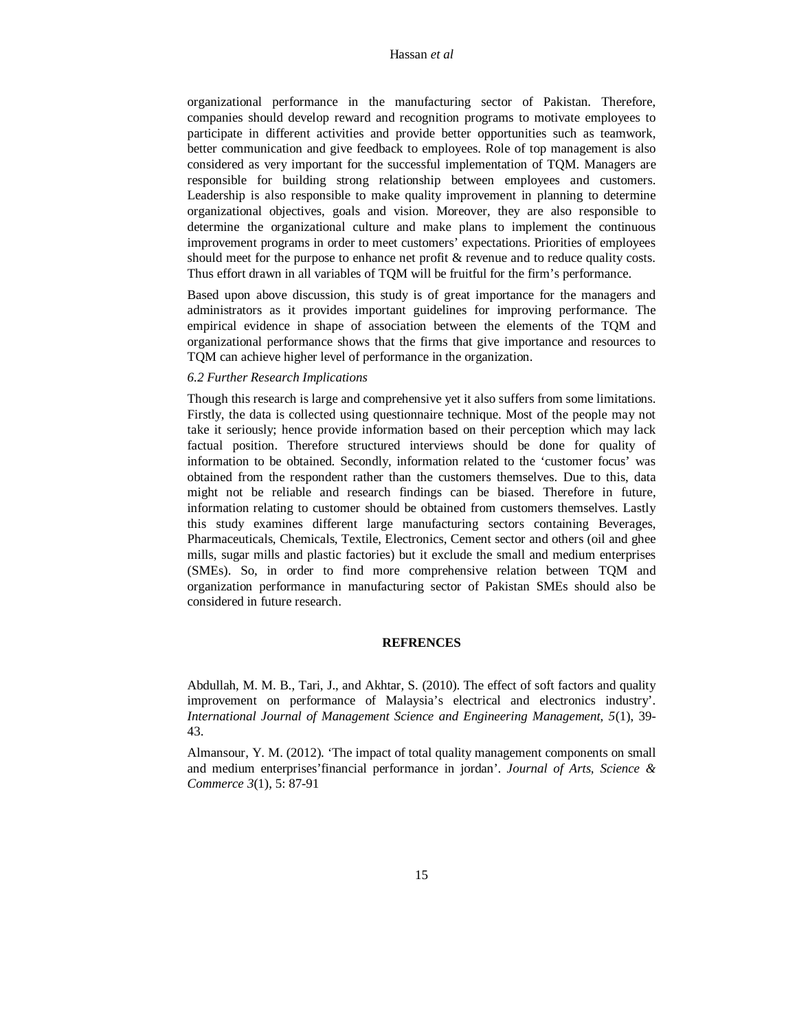organizational performance in the manufacturing sector of Pakistan. Therefore, companies should develop reward and recognition programs to motivate employees to participate in different activities and provide better opportunities such as teamwork, better communication and give feedback to employees. Role of top management is also considered as very important for the successful implementation of TQM. Managers are responsible for building strong relationship between employees and customers. Leadership is also responsible to make quality improvement in planning to determine organizational objectives, goals and vision. Moreover, they are also responsible to determine the organizational culture and make plans to implement the continuous improvement programs in order to meet customers' expectations. Priorities of employees should meet for the purpose to enhance net profit & revenue and to reduce quality costs. Thus effort drawn in all variables of TQM will be fruitful for the firm's performance.

Based upon above discussion, this study is of great importance for the managers and administrators as it provides important guidelines for improving performance. The empirical evidence in shape of association between the elements of the TQM and organizational performance shows that the firms that give importance and resources to TQM can achieve higher level of performance in the organization.

*6.2 Further Research Implications*

Though this research is large and comprehensive yet it also suffers from some limitations. Firstly, the data is collected using questionnaire technique. Most of the people may not take it seriously; hence provide information based on their perception which may lack factual position. Therefore structured interviews should be done for quality of information to be obtained. Secondly, information related to the 'customer focus' was obtained from the respondent rather than the customers themselves. Due to this, data might not be reliable and research findings can be biased. Therefore in future, information relating to customer should be obtained from customers themselves. Lastly this study examines different large manufacturing sectors containing Beverages, Pharmaceuticals, Chemicals, Textile, Electronics, Cement sector and others (oil and ghee mills, sugar mills and plastic factories) but it exclude the small and medium enterprises (SMEs). So, in order to find more comprehensive relation between TQM and organization performance in manufacturing sector of Pakistan SMEs should also be considered in future research.

## REFRENCES

Abdullah, M. M. B., Tari, J., and Akhtar, S. (2010). The effect of soft factors and quality improvement on performance of Malaysia's electrical and electronics industry'. *International Journal of Management Science and Engineering Management, 5*(1), 39-43.

Almansour, Y. M. (2012). 'The impact of total quality management components on small and medium enterprises'financial performance in jordan'. *Journal of Arts, Science & Commerce 3*(1), 5: 87-91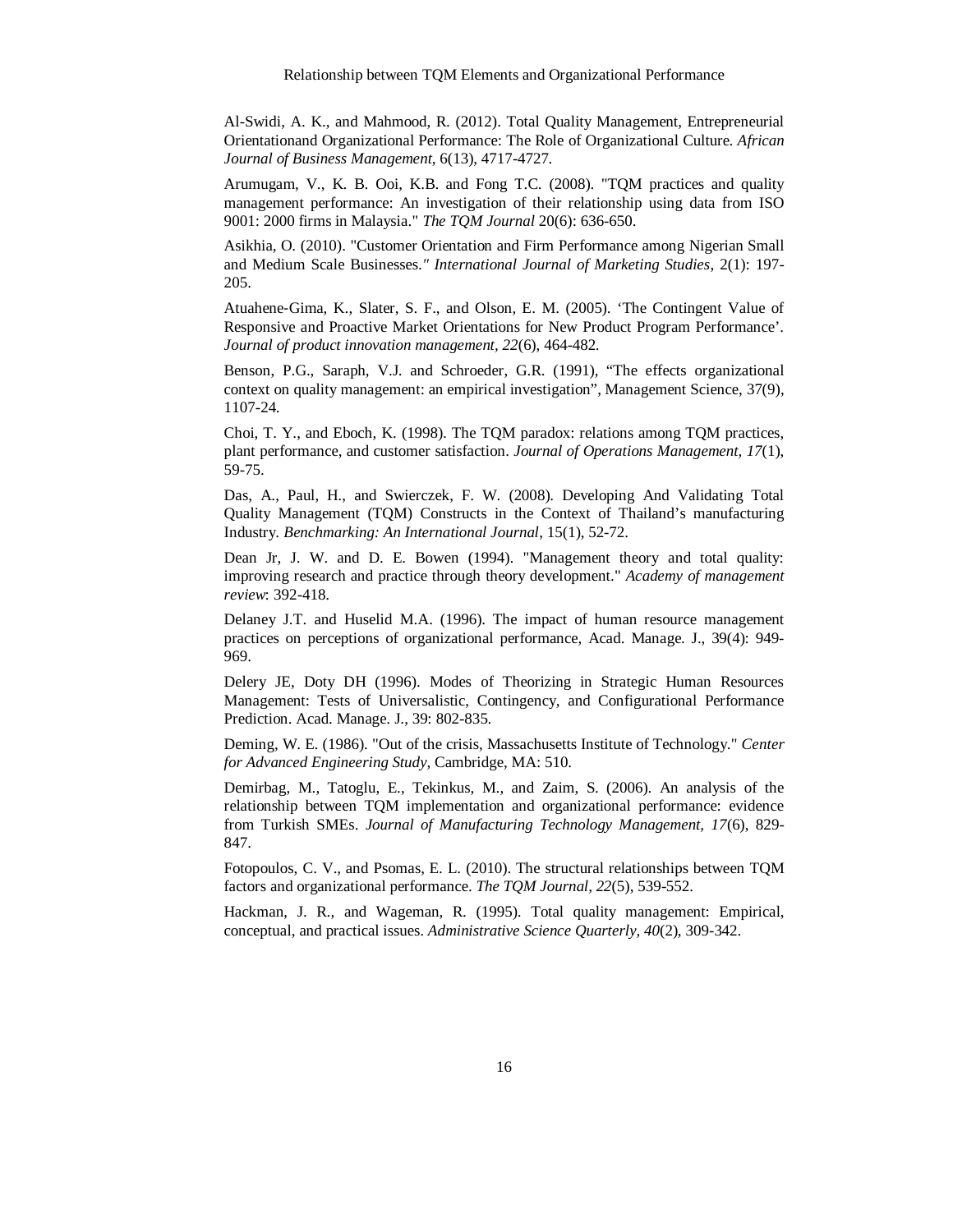Al-Swidi, A. K., and Mahmood, R. (2012). Total Quality Management, Entrepreneurial Orientationand Organizational Performance: The Role of Organizational Culture. *African Journal of Business Management*, 6(13), 4717-4727.

Arumugam, V., K. B. Ooi, K.B. and Fong T.C. (2008). "TQM practices and quality management performance: An investigation of their relationship using data from ISO 9001: 2000 firms in Malaysia." *The TQM Journal* 20(6): 636-650.

Asikhia, O. (2010). "Customer Orientation and Firm Performance among Nigerian Small and Medium Scale Businesses." *International Journal of Marketing Studies*, 2(1): 197-205.

Atuahene-Gima, K., Slater, S. F., and Olson, E. M. (2005). 'The Contingent Value of Responsive and Proactive Market Orientations for New Product Program Performance'. *Journal of product innovation management*, *22*(6), 464-482.

Benson, P.G., Saraph, V.J. and Schroeder, G.R. (1991), "The effects organizational context on quality management: an empirical investigation", Management Science, 37(9), 1107-24.

Choi, T. Y., and Eboch, K. (1998). The TQM paradox: relations among TQM practices, plant performance, and customer satisfaction. *Journal of Operations Management, 17*(1), 59-75.

Das, A., Paul, H., and Swierczek, F. W. (2008). Developing And Validating Total Quality Management (TQM) Constructs in the Context of Thailand's manufacturing Industry. *Benchmarking: An International Journal*, 15(1), 52-72.

Dean Jr, J. W. and D. E. Bowen (1994). "Management theory and total quality: improving research and practice through theory development." *Academy of management review*: 392-418.

Delaney J.T. and Huselid M.A. (1996). The impact of human resource management practices on perceptions of organizational performance, Acad. Manage. J., 39(4): 949-969.

Delery JE, Doty DH (1996). Modes of Theorizing in Strategic Human Resources Management: Tests of Universalistic, Contingency, and Configurational Performance Prediction. Acad. Manage. J., 39: 802-835.

Deming, W. E. (1986). "Out of the crisis, Massachusetts Institute of Technology." *Center for Advanced Engineering Study*, Cambridge, MA: 510.

Demirbag, M., Tatoglu, E., Tekinkus, M., and Zaim, S. (2006). An analysis of the relationship between TQM implementation and organizational performance: evidence from Turkish SMEs. *Journal of Manufacturing Technology Management, 17*(6), 829-847.

Fotopoulos, C. V., and Psomas, E. L. (2010). The structural relationships between TQM factors and organizational performance. *The TQM Journal, 22*(5), 539-552.

Hackman, J. R., and Wageman, R. (1995). Total quality management: Empirical, conceptual, and practical issues. *Administrative Science Quarterly, 40*(2), 309-342.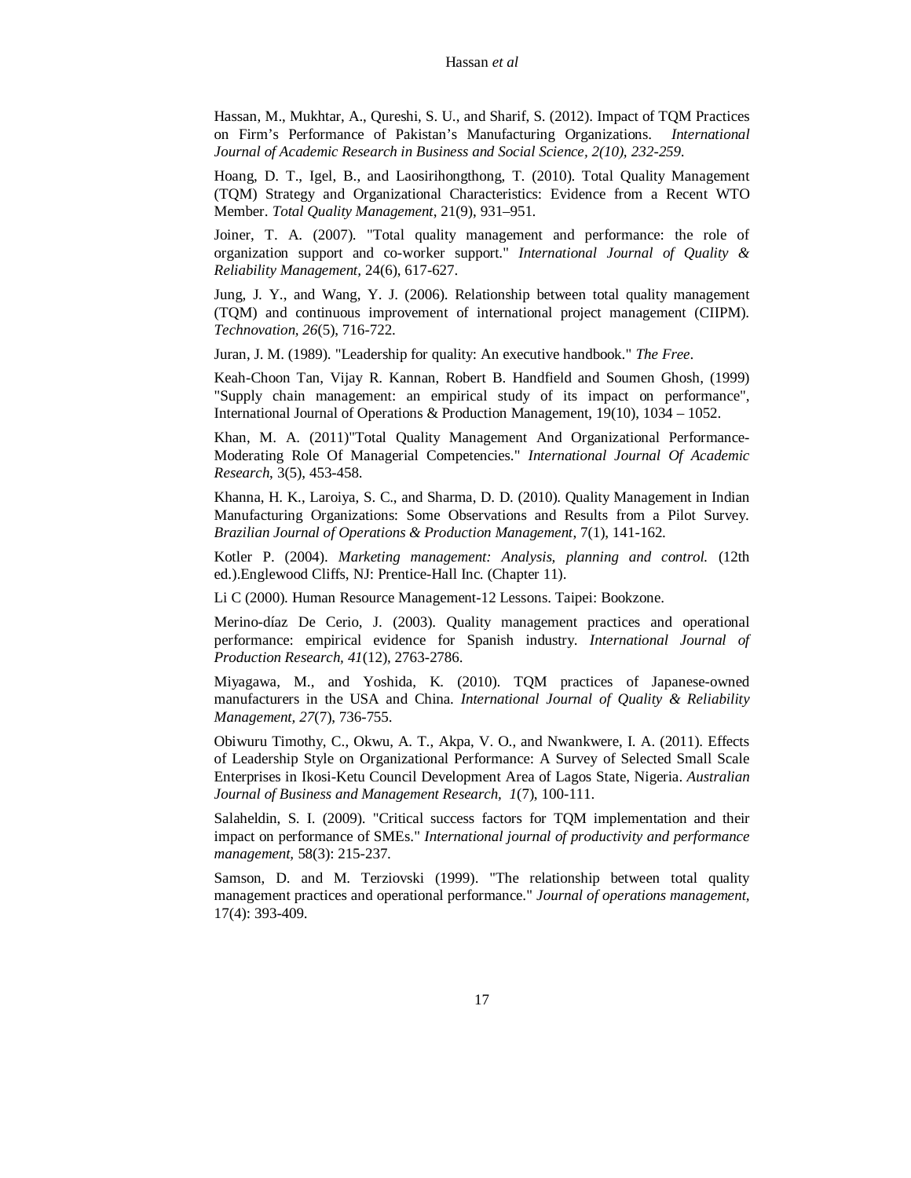Hassan, M., Mukhtar, A., Qureshi, S. U., and Sharif, S. (2012). Impact of TQM Practices on Firm's Performance of Pakistan's Manufacturing Organizations. *International Journal of Academic Research in Business and Social Science, 2(10), 232-259*.

Hoang, D. T., Igel, B., and Laosirihongthong, T. (2010). Total Quality Management (TQM) Strategy and Organizational Characteristics: Evidence from a Recent WTO Member. *Total Quality Management*, 21(9), 931–951.

Joiner, T. A. (2007). "Total quality management and performance: the role of organization support and co-worker support." *International Journal of Quality & Reliability Management*, 24(6), 617-627.

Jung, J. Y., and Wang, Y. J. (2006). Relationship between total quality management (TQM) and continuous improvement of international project management (CIIPM). *Technovation, 26*(5), 716-722.

Juran, J. M. (1989). "Leadership for quality: An executive handbook." *The Free*.

Keah-Choon Tan, Vijay R. Kannan, Robert B. Handfield and Soumen Ghosh, (1999) "Supply chain management: an empirical study of its impact on performance", International Journal of Operations & Production Management, 19(10), 1034 – 1052.

Khan, M. A. (2011)"Total Quality Management And Organizational Performance-Moderating Role Of Managerial Competencies." *International Journal Of Academic Research*, 3(5), 453-458.

Khanna, H. K., Laroiya, S. C., and Sharma, D. D. (2010). Quality Management in Indian Manufacturing Organizations: Some Observations and Results from a Pilot Survey. *Brazilian Journal of Operations & Production Management*, 7(1), 141-162.

Kotler P. (2004). *Marketing management: Analysis, planning and control.* (12th ed.).Englewood Cliffs, NJ: Prentice-Hall Inc. (Chapter 11).

Li C (2000). Human Resource Management-12 Lessons. Taipei: Bookzone.

Merino-díaz De Cerio, J. (2003). Quality management practices and operational performance: empirical evidence for Spanish industry. *International Journal of Production Research, 41*(12), 2763-2786.

Miyagawa, M., and Yoshida, K. (2010). TQM practices of Japanese-owned manufacturers in the USA and China. *International Journal of Quality & Reliability Management, 27*(7), 736-755.

Obiwuru Timothy, C., Okwu, A. T., Akpa, V. O., and Nwankwere, I. A. (2011). Effects of Leadership Style on Organizational Performance: A Survey of Selected Small Scale Enterprises in Ikosi-Ketu Council Development Area of Lagos State, Nigeria. *Australian Journal of Business and Management Research, 1*(7), 100-111.

Salaheldin, S. I. (2009). "Critical success factors for TQM implementation and their impact on performance of SMEs." *International journal of productivity and performance management*, 58(3): 215-237.

Samson, D. and M. Terziovski (1999). "The relationship between total quality management practices and operational performance." *Journal of operations management*, 17(4): 393-409.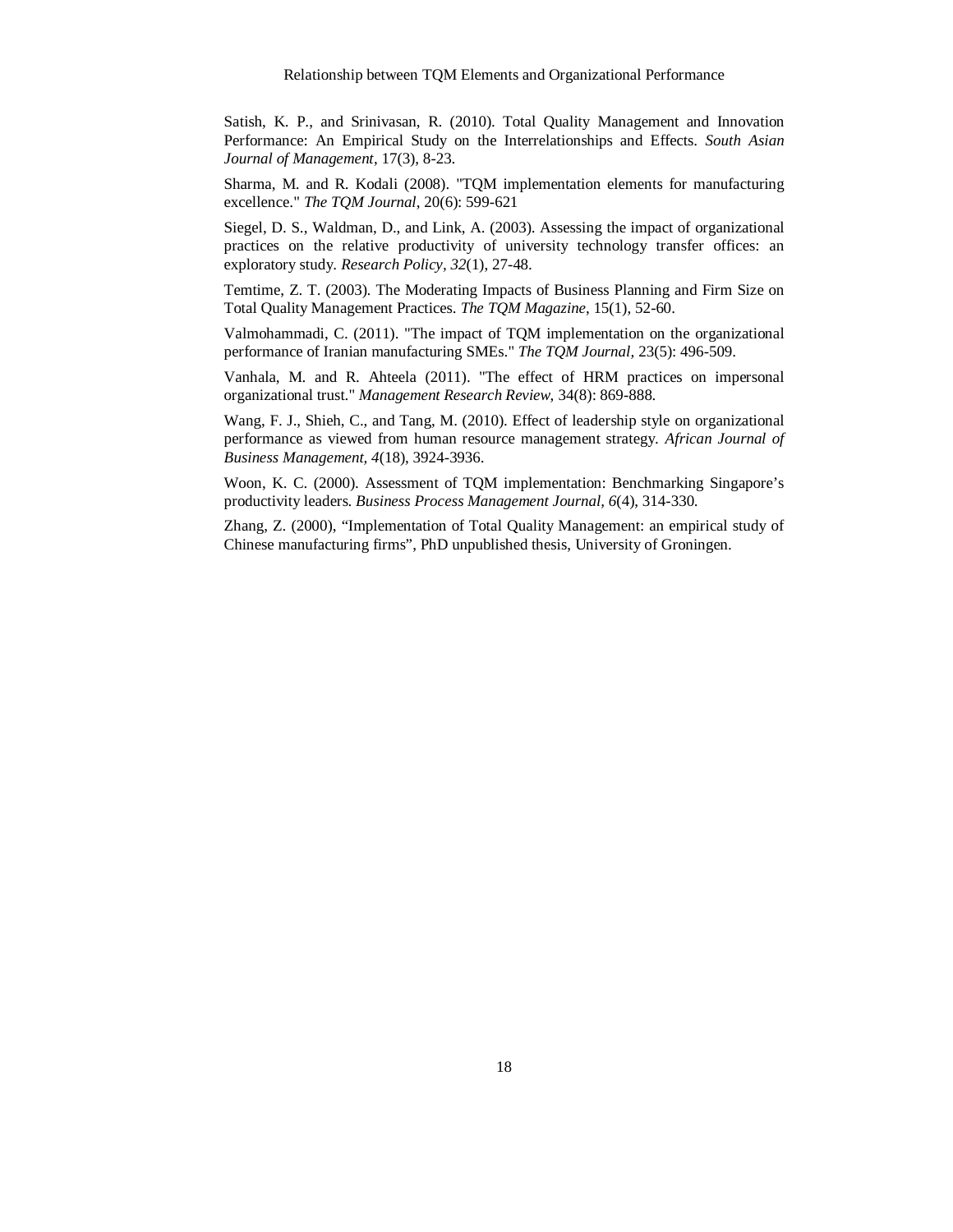Satish, K. P., and Srinivasan, R. (2010). Total Quality Management and Innovation Performance: An Empirical Study on the Interrelationships and Effects. *South Asian Journal of Management*, 17(3), 8-23.

Sharma, M. and R. Kodali (2008). "TQM implementation elements for manufacturing excellence." *The TQM Journal*, 20(6): 599-621

Siegel, D. S., Waldman, D., and Link, A. (2003). Assessing the impact of organizational practices on the relative productivity of university technology transfer offices: an exploratory study. *Research Policy, 32*(1), 27-48.

Temtime, Z. T. (2003). The Moderating Impacts of Business Planning and Firm Size on Total Quality Management Practices. *The TQM Magazine*, 15(1), 52-60.

Valmohammadi, C. (2011). "The impact of TQM implementation on the organizational performance of Iranian manufacturing SMEs." *The TQM Journal*, 23(5): 496-509.

Vanhala, M. and R. Ahteela (2011). "The effect of HRM practices on impersonal organizational trust." *Management Research Review*, 34(8): 869-888.

Wang, F. J., Shieh, C., and Tang, M. (2010). Effect of leadership style on organizational performance as viewed from human resource management strategy. *African Journal of Business Management, 4*(18), 3924-3936.

Woon, K. C. (2000). Assessment of TQM implementation: Benchmarking Singapore's productivity leaders. *Business Process Management Journal, 6*(4), 314-330.

Zhang, Z. (2000), "Implementation of Total Quality Management: an empirical study of Chinese manufacturing firms", PhD unpublished thesis, University of Groningen.